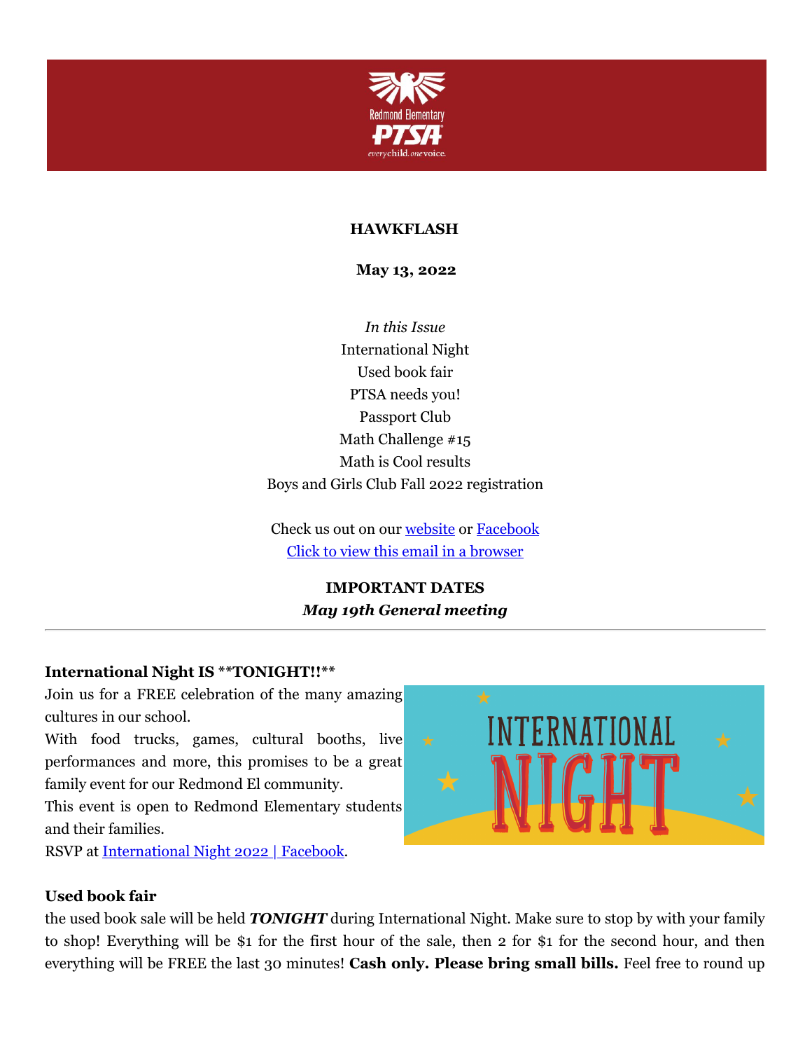**HAWKFLASH**

**May 13, 2022**

*In this Issue*
International Night
Used book fair
PTSA needs you!
Passport Club
Math Challenge #15
Math is Cool results
Boys and Girls Club Fall 2022 registration

Check us out on our [website](#) or [Facebook](#)
[Click to view this email in a browser](#)

**IMPORTANT DATES**
***May 19th General meeting***

---

**International Night IS **TONIGHT!!****

Join us for a FREE celebration of the many amazing cultures in our school.

With food trucks, games, cultural booths, live performances and more, this promises to be a great family event for our Redmond El community.

This event is open to Redmond Elementary students and their families.

RSVP at [International Night 2022 | Facebook](#).

**Used book fair**

the used book sale will be held ***TONIGHT*** during International Night. Make sure to stop by with your family to shop! Everything will be $1 for the first hour of the sale, then 2 for $1 for the second hour, and then everything will be FREE the last 30 minutes! **Cash only. Please bring small bills.** Feel free to round up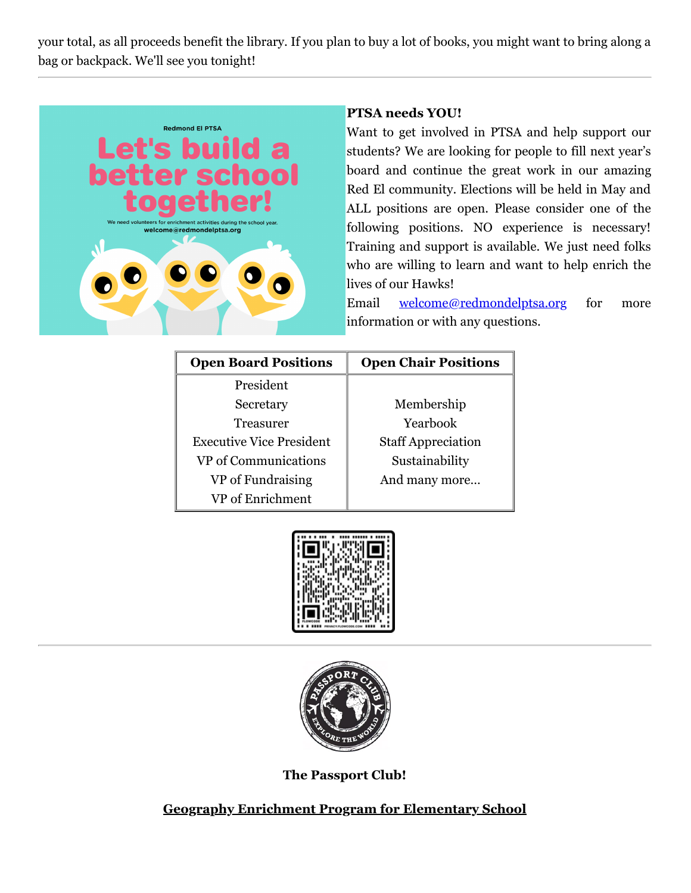your total, as all proceeds benefit the library. If you plan to buy a lot of books, you might want to bring along a bag or backpack. We'll see you tonight!

---

**PTSA needs YOU!**

Want to get involved in PTSA and help support our students? We are looking for people to fill next year's board and continue the great work in our amazing Red El community. Elections will be held in May and ALL positions are open. Please consider one of the following positions. NO experience is necessary! Training and support is available. We just need folks who are willing to learn and want to help enrich the lives of our Hawks!

Email welcome@redmondelptsa.org for more information or with any questions.

| Open Board Positions | Open Chair Positions |
|---|---|
| President | |
| Secretary | Membership |
| Treasurer | Yearbook |
| Executive Vice President | Staff Appreciation |
| VP of Communications | Sustainability |
| VP of Fundraising | And many more... |
| VP of Enrichment | |

---

**The Passport Club!**

**Geography Enrichment Program for Elementary School**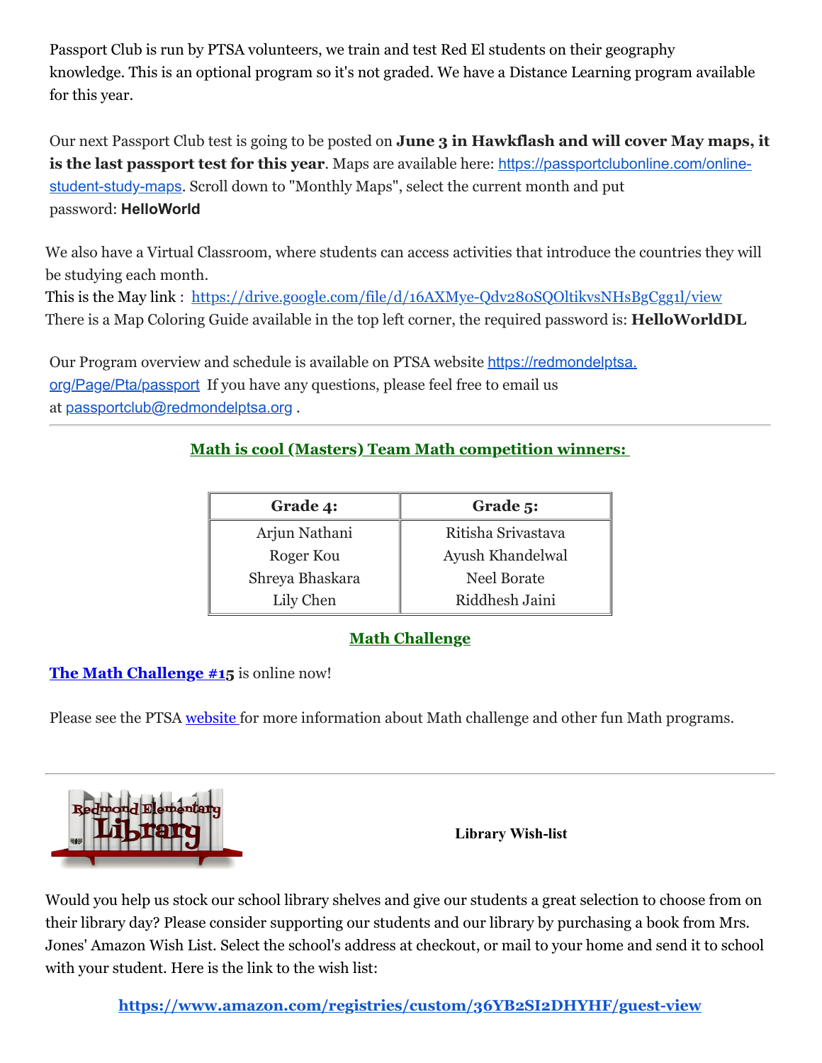Passport Club is run by PTSA volunteers, we train and test Red El students on their geography knowledge. This is an optional program so it's not graded. We have a Distance Learning program available for this year.

Our next Passport Club test is going to be posted on **June 3 in Hawkflash and will cover May maps, it is the last passport test for this year**. Maps are available here: https://passportclubonline.com/online-student-study-maps. Scroll down to "Monthly Maps", select the current month and put password: **HelloWorld**

We also have a Virtual Classroom, where students can access activities that introduce the countries they will be studying each month.
This is the May link : https://drive.google.com/file/d/16AXMye-Qdv280SQOltikvsNHsBgCgg1l/view
There is a Map Coloring Guide available in the top left corner, the required password is: **HelloWorldDL**

Our Program overview and schedule is available on PTSA website https://redmondelptsa.org/Page/Pta/passport If you have any questions, please feel free to email us at passportclub@redmondelptsa.org .

---

## Math is cool (Masters) Team Math competition winners:

| Grade 4: | Grade 5: |
| --- | --- |
| Arjun Nathani | Ritisha Srivastava |
| Roger Kou | Ayush Khandelwal |
| Shreya Bhaskara | Neel Borate |
| Lily Chen | Riddhesh Jaini |

## Math Challenge

**The Math Challenge #15** is online now!

Please see the PTSA website for more information about Math challenge and other fun Math programs.

---

Redmond Elementary Library

**Library Wish-list**

Would you help us stock our school library shelves and give our students a great selection to choose from on their library day? Please consider supporting our students and our library by purchasing a book from Mrs. Jones' Amazon Wish List. Select the school's address at checkout, or mail to your home and send it to school with your student. Here is the link to the wish list:

**https://www.amazon.com/registries/custom/36YB2SI2DHYHF/guest-view**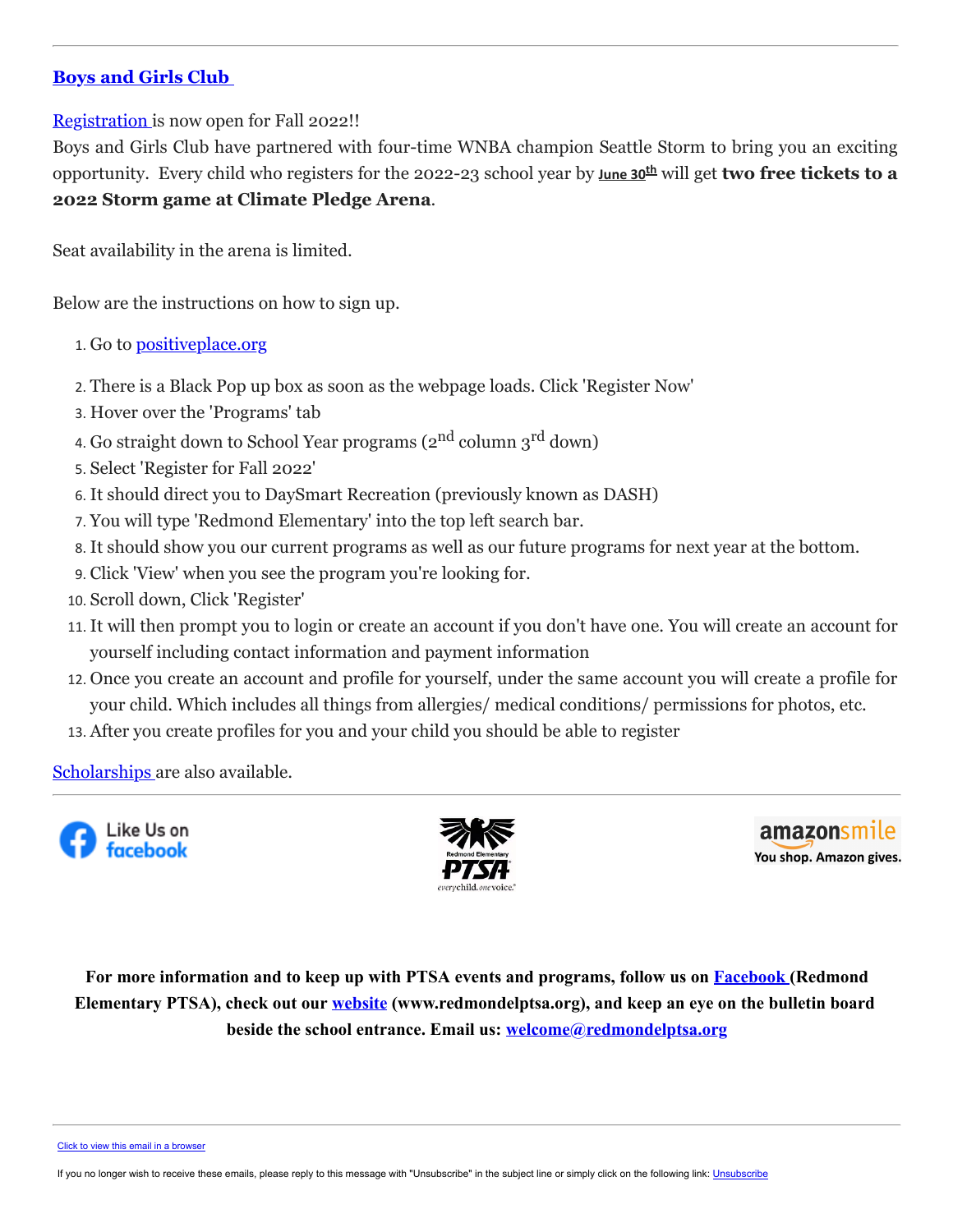---

## **Boys and Girls Club**

Registration is now open for Fall 2022!!

Boys and Girls Club have partnered with four-time WNBA champion Seattle Storm to bring you an exciting opportunity. Every child who registers for the 2022-23 school year by **June 30th** will get **two free tickets to a 2022 Storm game at Climate Pledge Arena**.

Seat availability in the arena is limited.

Below are the instructions on how to sign up.

1. Go to positiveplace.org
2. There is a Black Pop up box as soon as the webpage loads. Click 'Register Now'
3. Hover over the 'Programs' tab
4. Go straight down to School Year programs (2nd column 3rd down)
5. Select 'Register for Fall 2022'
6. It should direct you to DaySmart Recreation (previously known as DASH)
7. You will type 'Redmond Elementary' into the top left search bar.
8. It should show you our current programs as well as our future programs for next year at the bottom.
9. Click 'View' when you see the program you're looking for.
10. Scroll down, Click 'Register'
11. It will then prompt you to login or create an account if you don't have one. You will create an account for yourself including contact information and payment information
12. Once you create an account and profile for yourself, under the same account you will create a profile for your child. Which includes all things from allergies/ medical conditions/ permissions for photos, etc.
13. After you create profiles for you and your child you should be able to register

Scholarships are also available.

---

Like Us on facebook

Redmond Elementary PTSA everychild. onevoice.

amazonsmile You shop. Amazon gives.

**For more information and to keep up with PTSA events and programs, follow us on Facebook (Redmond Elementary PTSA), check out our website (www.redmondelptsa.org), and keep an eye on the bulletin board beside the school entrance. Email us: welcome@redmondelptsa.org**

---

Click to view this email in a browser

If you no longer wish to receive these emails, please reply to this message with "Unsubscribe" in the subject line or simply click on the following link: Unsubscribe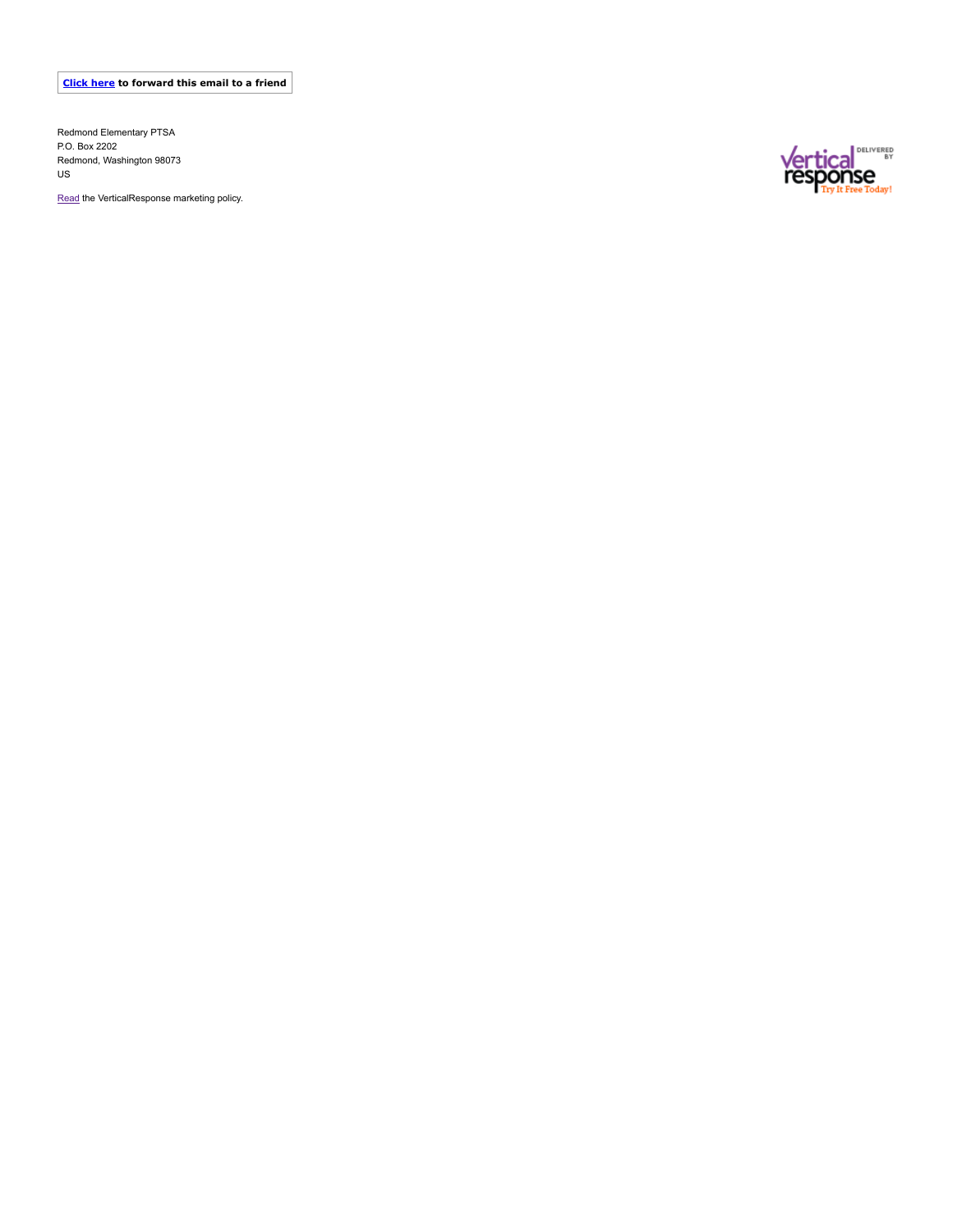**[Click here](#) to forward this email to a friend**

Redmond Elementary PTSA
P.O. Box 2202
Redmond, Washington 98073
US

[Read](#) the VerticalResponse marketing policy.

Vertical response DELIVERED BY Try It Free Today!